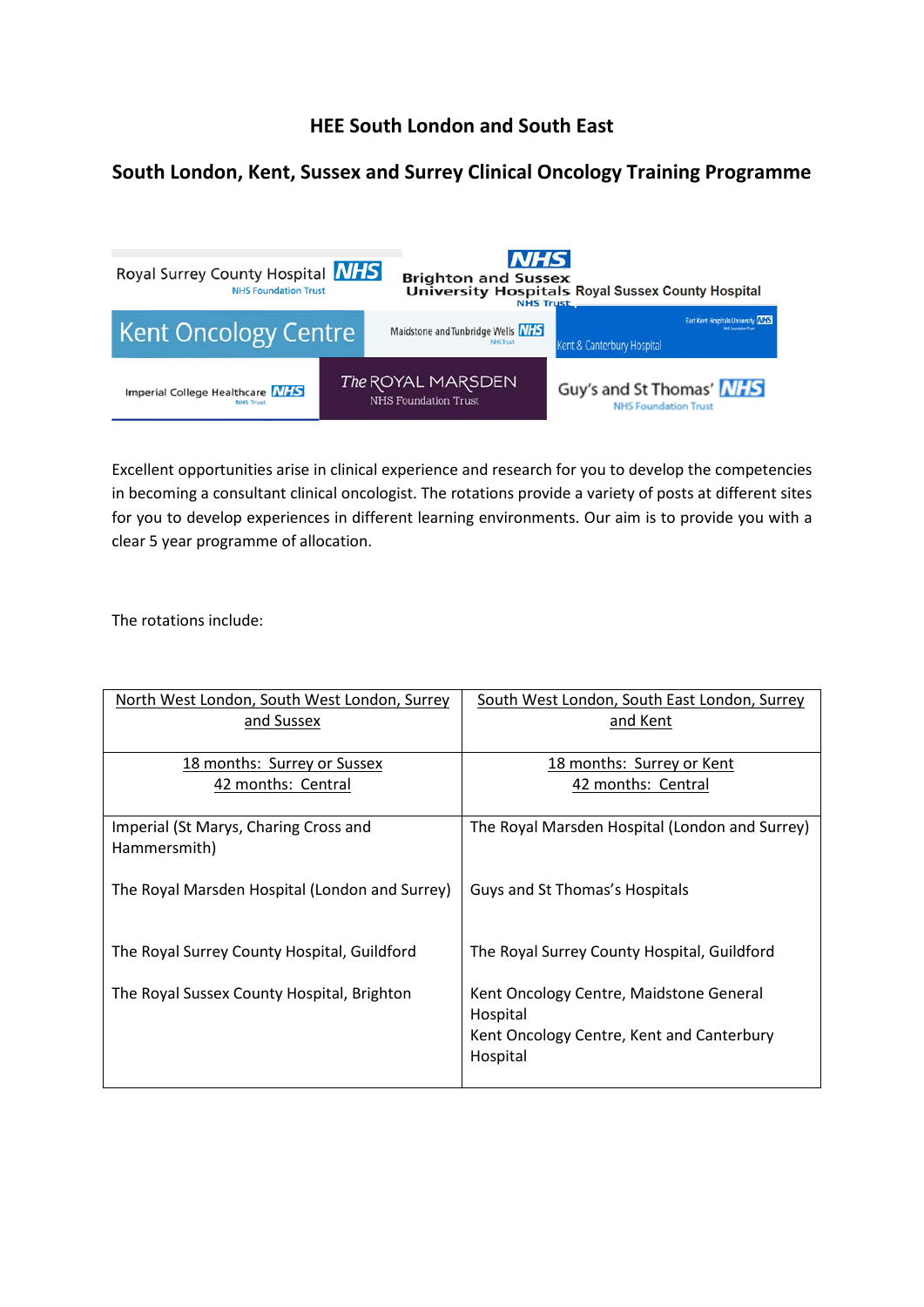# HEE South London and South East

## South London, Kent, Sussex and Surrey Clinical Oncology Training Programme

Royal Surrey County Hospital NHS Foundation Trust | Brighton and Sussex University Hospitals NHS Trust Royal Sussex County Hospital | Kent Oncology Centre | Maidstone and Tunbridge Wells NHS Trust | East Kent Hospitals University NHS Foundation Trust Kent & Canterbury Hospital | Imperial College Healthcare NHS Trust | The ROYAL MARSDEN NHS Foundation Trust | Guy's and St Thomas' NHS Foundation Trust

Excellent opportunities arise in clinical experience and research for you to develop the competencies in becoming a consultant clinical oncologist. The rotations provide a variety of posts at different sites for you to develop experiences in different learning environments. Our aim is to provide you with a clear 5 year programme of allocation.

The rotations include:

| North West London, South West London, Surrey and Sussex | South West London, South East London, Surrey and Kent |
|---|---|
| 18 months: Surrey or Sussex<br>42 months: Central | 18 months: Surrey or Kent<br>42 months: Central |
| Imperial (St Marys, Charing Cross and Hammersmith)<br><br>The Royal Marsden Hospital (London and Surrey)<br><br>The Royal Surrey County Hospital, Guildford<br><br>The Royal Sussex County Hospital, Brighton | The Royal Marsden Hospital (London and Surrey)<br><br>Guys and St Thomas's Hospitals<br><br>The Royal Surrey County Hospital, Guildford<br><br>Kent Oncology Centre, Maidstone General Hospital<br>Kent Oncology Centre, Kent and Canterbury Hospital |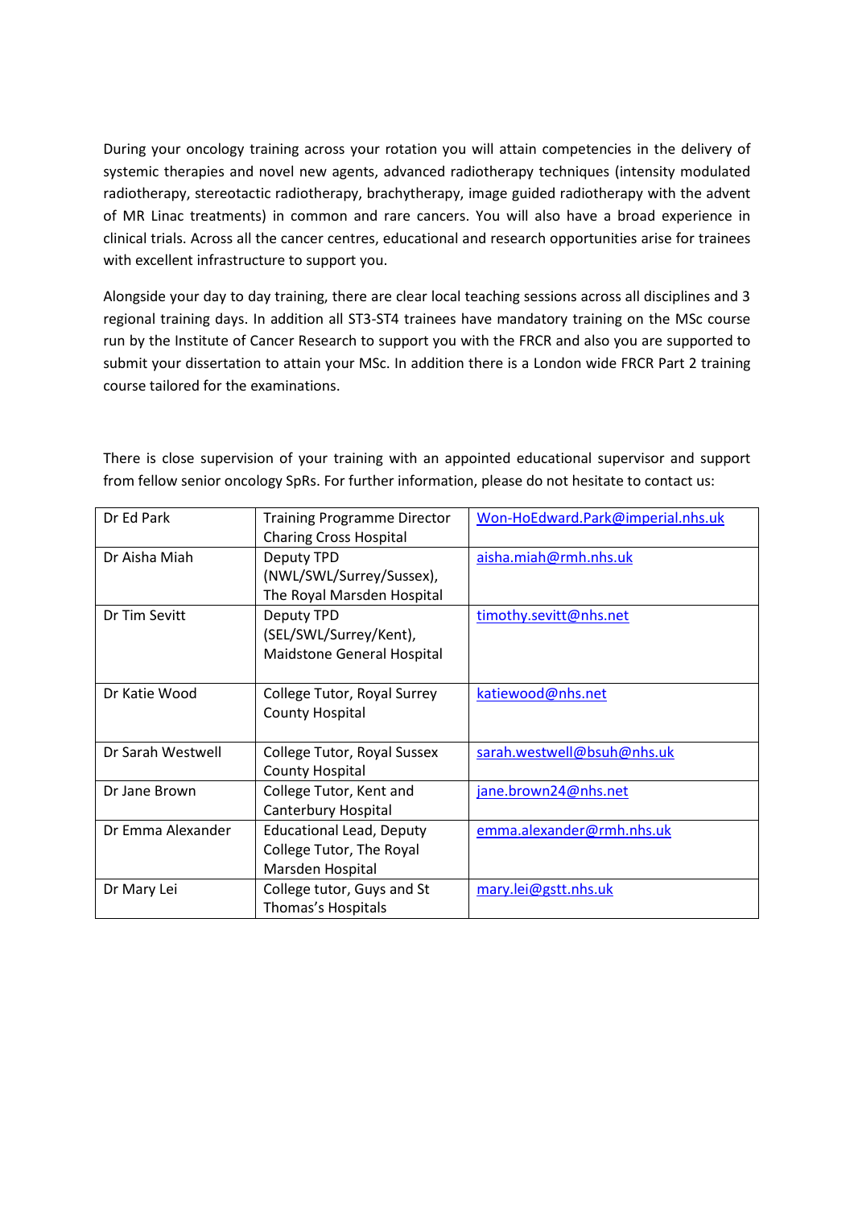During your oncology training across your rotation you will attain competencies in the delivery of systemic therapies and novel new agents, advanced radiotherapy techniques (intensity modulated radiotherapy, stereotactic radiotherapy, brachytherapy, image guided radiotherapy with the advent of MR Linac treatments) in common and rare cancers. You will also have a broad experience in clinical trials. Across all the cancer centres, educational and research opportunities arise for trainees with excellent infrastructure to support you.

Alongside your day to day training, there are clear local teaching sessions across all disciplines and 3 regional training days. In addition all ST3-ST4 trainees have mandatory training on the MSc course run by the Institute of Cancer Research to support you with the FRCR and also you are supported to submit your dissertation to attain your MSc. In addition there is a London wide FRCR Part 2 training course tailored for the examinations.

There is close supervision of your training with an appointed educational supervisor and support from fellow senior oncology SpRs. For further information, please do not hesitate to contact us:

| | | |
|---|---|---|
| Dr Ed Park | Training Programme Director Charing Cross Hospital | Won-HoEdward.Park@imperial.nhs.uk |
| Dr Aisha Miah | Deputy TPD (NWL/SWL/Surrey/Sussex), The Royal Marsden Hospital | aisha.miah@rmh.nhs.uk |
| Dr Tim Sevitt | Deputy TPD (SEL/SWL/Surrey/Kent), Maidstone General Hospital | timothy.sevitt@nhs.net |
| Dr Katie Wood | College Tutor, Royal Surrey County Hospital | katiewood@nhs.net |
| Dr Sarah Westwell | College Tutor, Royal Sussex County Hospital | sarah.westwell@bsuh@nhs.uk |
| Dr Jane Brown | College Tutor, Kent and Canterbury Hospital | jane.brown24@nhs.net |
| Dr Emma Alexander | Educational Lead, Deputy College Tutor, The Royal Marsden Hospital | emma.alexander@rmh.nhs.uk |
| Dr Mary Lei | College tutor, Guys and St Thomas's Hospitals | mary.lei@gstt.nhs.uk |